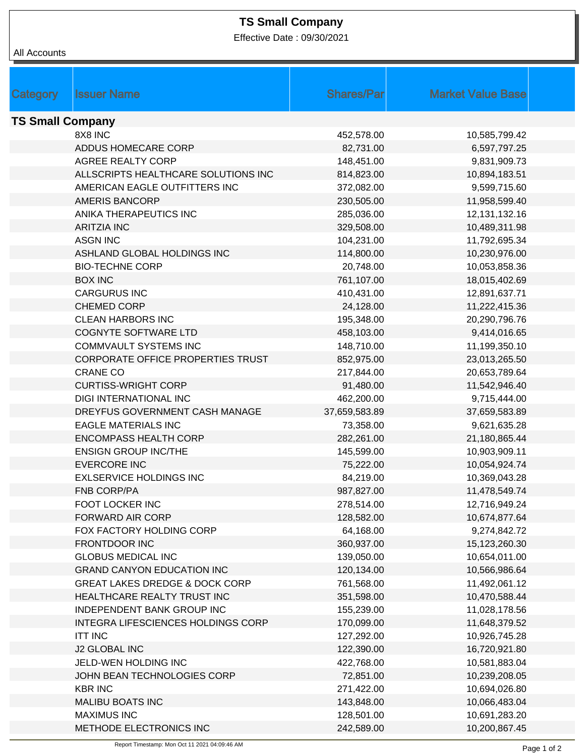# TS Small Company

Effective Date : 09/30/2021

All Accounts

| Category | Issuer Name | Shares/Par | Market Value Base |
|---|---|---|---|
| **TS Small Company** | | | |
| | 8X8 INC | 452,578.00 | 10,585,799.42 |
| | ADDUS HOMECARE CORP | 82,731.00 | 6,597,797.25 |
| | AGREE REALTY CORP | 148,451.00 | 9,831,909.73 |
| | ALLSCRIPTS HEALTHCARE SOLUTIONS INC | 814,823.00 | 10,894,183.51 |
| | AMERICAN EAGLE OUTFITTERS INC | 372,082.00 | 9,599,715.60 |
| | AMERIS BANCORP | 230,505.00 | 11,958,599.40 |
| | ANIKA THERAPEUTICS INC | 285,036.00 | 12,131,132.16 |
| | ARITZIA INC | 329,508.00 | 10,489,311.98 |
| | ASGN INC | 104,231.00 | 11,792,695.34 |
| | ASHLAND GLOBAL HOLDINGS INC | 114,800.00 | 10,230,976.00 |
| | BIO-TECHNE CORP | 20,748.00 | 10,053,858.36 |
| | BOX INC | 761,107.00 | 18,015,402.69 |
| | CARGURUS INC | 410,431.00 | 12,891,637.71 |
| | CHEMED CORP | 24,128.00 | 11,222,415.36 |
| | CLEAN HARBORS INC | 195,348.00 | 20,290,796.76 |
| | COGNYTE SOFTWARE LTD | 458,103.00 | 9,414,016.65 |
| | COMMVAULT SYSTEMS INC | 148,710.00 | 11,199,350.10 |
| | CORPORATE OFFICE PROPERTIES TRUST | 852,975.00 | 23,013,265.50 |
| | CRANE CO | 217,844.00 | 20,653,789.64 |
| | CURTISS-WRIGHT CORP | 91,480.00 | 11,542,946.40 |
| | DIGI INTERNATIONAL INC | 462,200.00 | 9,715,444.00 |
| | DREYFUS GOVERNMENT CASH MANAGE | 37,659,583.89 | 37,659,583.89 |
| | EAGLE MATERIALS INC | 73,358.00 | 9,621,635.28 |
| | ENCOMPASS HEALTH CORP | 282,261.00 | 21,180,865.44 |
| | ENSIGN GROUP INC/THE | 145,599.00 | 10,903,909.11 |
| | EVERCORE INC | 75,222.00 | 10,054,924.74 |
| | EXLSERVICE HOLDINGS INC | 84,219.00 | 10,369,043.28 |
| | FNB CORP/PA | 987,827.00 | 11,478,549.74 |
| | FOOT LOCKER INC | 278,514.00 | 12,716,949.24 |
| | FORWARD AIR CORP | 128,582.00 | 10,674,877.64 |
| | FOX FACTORY HOLDING CORP | 64,168.00 | 9,274,842.72 |
| | FRONTDOOR INC | 360,937.00 | 15,123,260.30 |
| | GLOBUS MEDICAL INC | 139,050.00 | 10,654,011.00 |
| | GRAND CANYON EDUCATION INC | 120,134.00 | 10,566,986.64 |
| | GREAT LAKES DREDGE & DOCK CORP | 761,568.00 | 11,492,061.12 |
| | HEALTHCARE REALTY TRUST INC | 351,598.00 | 10,470,588.44 |
| | INDEPENDENT BANK GROUP INC | 155,239.00 | 11,028,178.56 |
| | INTEGRA LIFESCIENCES HOLDINGS CORP | 170,099.00 | 11,648,379.52 |
| | ITT INC | 127,292.00 | 10,926,745.28 |
| | J2 GLOBAL INC | 122,390.00 | 16,720,921.80 |
| | JELD-WEN HOLDING INC | 422,768.00 | 10,581,883.04 |
| | JOHN BEAN TECHNOLOGIES CORP | 72,851.00 | 10,239,208.05 |
| | KBR INC | 271,422.00 | 10,694,026.80 |
| | MALIBU BOATS INC | 143,848.00 | 10,066,483.04 |
| | MAXIMUS INC | 128,501.00 | 10,691,283.20 |
| | METHODE ELECTRONICS INC | 242,589.00 | 10,200,867.45 |

Report Timestamp: Mon Oct 11 2021 04:09:46 AM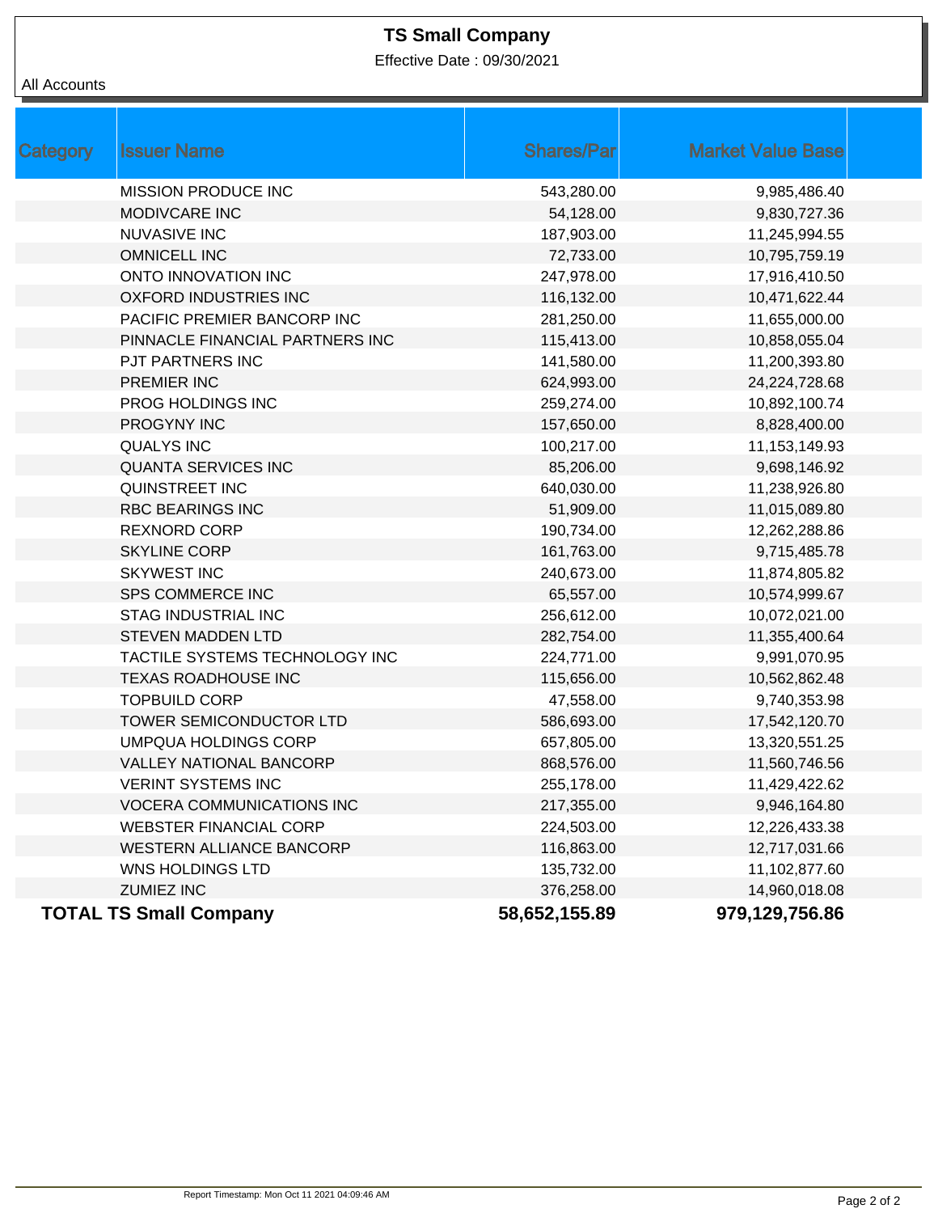# TS Small Company

Effective Date : 09/30/2021

All Accounts

| Category | Issuer Name | Shares/Par | Market Value Base |
|---|---|---|---|
| | MISSION PRODUCE INC | 543,280.00 | 9,985,486.40 |
| | MODIVCARE INC | 54,128.00 | 9,830,727.36 |
| | NUVASIVE INC | 187,903.00 | 11,245,994.55 |
| | OMNICELL INC | 72,733.00 | 10,795,759.19 |
| | ONTO INNOVATION INC | 247,978.00 | 17,916,410.50 |
| | OXFORD INDUSTRIES INC | 116,132.00 | 10,471,622.44 |
| | PACIFIC PREMIER BANCORP INC | 281,250.00 | 11,655,000.00 |
| | PINNACLE FINANCIAL PARTNERS INC | 115,413.00 | 10,858,055.04 |
| | PJT PARTNERS INC | 141,580.00 | 11,200,393.80 |
| | PREMIER INC | 624,993.00 | 24,224,728.68 |
| | PROG HOLDINGS INC | 259,274.00 | 10,892,100.74 |
| | PROGYNY INC | 157,650.00 | 8,828,400.00 |
| | QUALYS INC | 100,217.00 | 11,153,149.93 |
| | QUANTA SERVICES INC | 85,206.00 | 9,698,146.92 |
| | QUINSTREET INC | 640,030.00 | 11,238,926.80 |
| | RBC BEARINGS INC | 51,909.00 | 11,015,089.80 |
| | REXNORD CORP | 190,734.00 | 12,262,288.86 |
| | SKYLINE CORP | 161,763.00 | 9,715,485.78 |
| | SKYWEST INC | 240,673.00 | 11,874,805.82 |
| | SPS COMMERCE INC | 65,557.00 | 10,574,999.67 |
| | STAG INDUSTRIAL INC | 256,612.00 | 10,072,021.00 |
| | STEVEN MADDEN LTD | 282,754.00 | 11,355,400.64 |
| | TACTILE SYSTEMS TECHNOLOGY INC | 224,771.00 | 9,991,070.95 |
| | TEXAS ROADHOUSE INC | 115,656.00 | 10,562,862.48 |
| | TOPBUILD CORP | 47,558.00 | 9,740,353.98 |
| | TOWER SEMICONDUCTOR LTD | 586,693.00 | 17,542,120.70 |
| | UMPQUA HOLDINGS CORP | 657,805.00 | 13,320,551.25 |
| | VALLEY NATIONAL BANCORP | 868,576.00 | 11,560,746.56 |
| | VERINT SYSTEMS INC | 255,178.00 | 11,429,422.62 |
| | VOCERA COMMUNICATIONS INC | 217,355.00 | 9,946,164.80 |
| | WEBSTER FINANCIAL CORP | 224,503.00 | 12,226,433.38 |
| | WESTERN ALLIANCE BANCORP | 116,863.00 | 12,717,031.66 |
| | WNS HOLDINGS LTD | 135,732.00 | 11,102,877.60 |
| | ZUMIEZ INC | 376,258.00 | 14,960,018.08 |
| **TOTAL TS Small Company** | | **58,652,155.89** | **979,129,756.86** |

Report Timestamp: Mon Oct 11 2021 04:09:46 AM